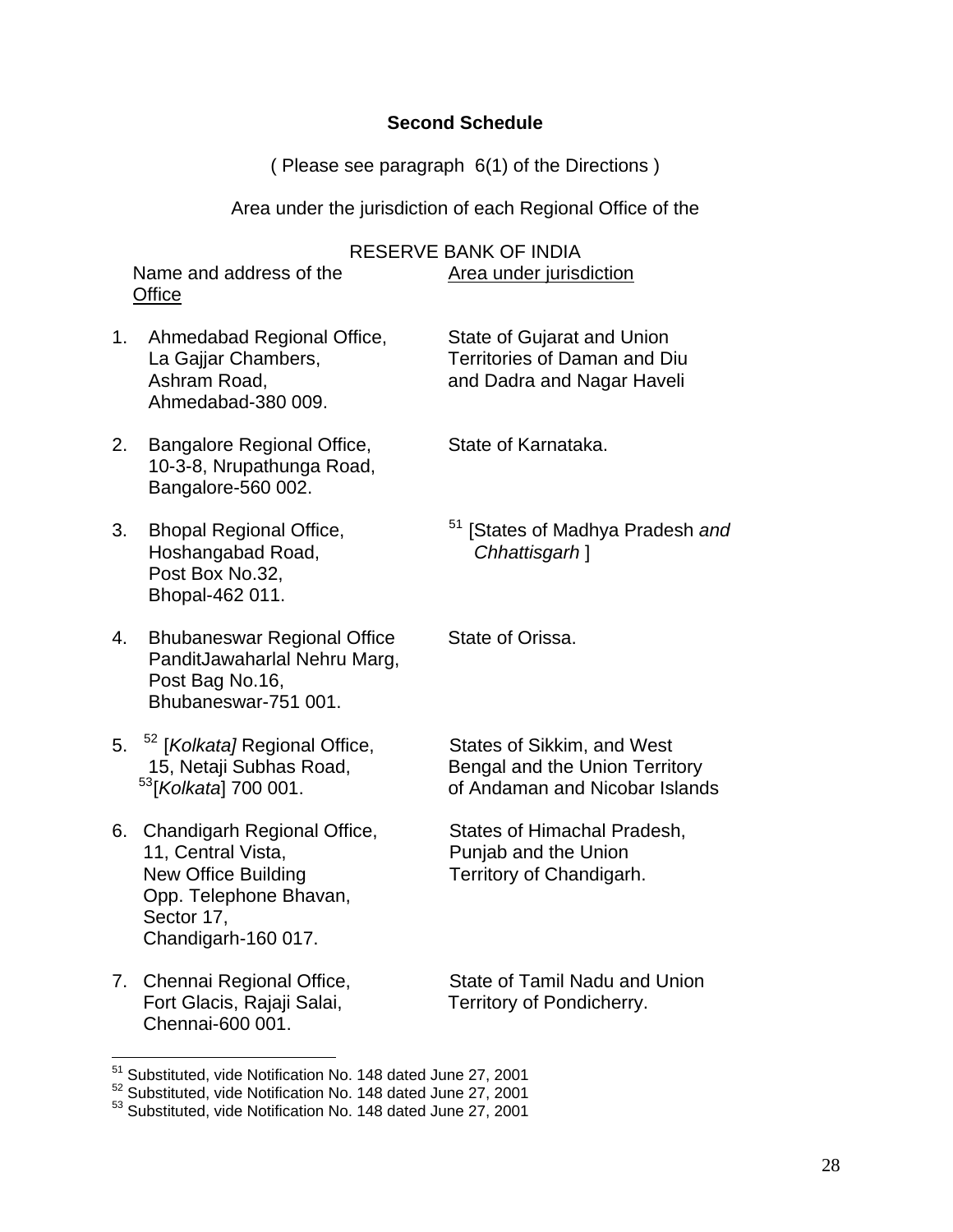**Second Schedule**

( Please see paragraph 6(1) of the Directions )

Area under the jurisdiction of each Regional Office of the

RESERVE BANK OF INDIA

| | Name and address of the Office | Area under jurisdiction |
|---|---|---|
| 1. | Ahmedabad Regional Office, La Gajjar Chambers, Ashram Road, Ahmedabad-380 009. | State of Gujarat and Union Territories of Daman and Diu and Dadra and Nagar Haveli |
| 2. | Bangalore Regional Office, 10-3-8, Nrupathunga Road, Bangalore-560 002. | State of Karnataka. |
| 3. | Bhopal Regional Office, Hoshangabad Road, Post Box No.32, Bhopal-462 011. | [51] [States of Madhya Pradesh *and Chhattisgarh* ] |
| 4. | Bhubaneswar Regional Office PanditJawaharlal Nehru Marg, Post Bag No.16, Bhubaneswar-751 001. | State of Orissa. |
| 5. | [52] [*Kolkata]* Regional Office, 15, Netaji Subhas Road, [53][*Kolkata*] 700 001. | States of Sikkim, and West Bengal and the Union Territory of Andaman and Nicobar Islands |
| 6. | Chandigarh Regional Office, 11, Central Vista, New Office Building Opp. Telephone Bhavan, Sector 17, Chandigarh-160 017. | States of Himachal Pradesh, Punjab and the Union Territory of Chandigarh. |
| 7. | Chennai Regional Office, Fort Glacis, Rajaji Salai, Chennai-600 001. | State of Tamil Nadu and Union Territory of Pondicherry. |

---

[51] Substituted, vide Notification No. 148 dated June 27, 2001
[52] Substituted, vide Notification No. 148 dated June 27, 2001
[53] Substituted, vide Notification No. 148 dated June 27, 2001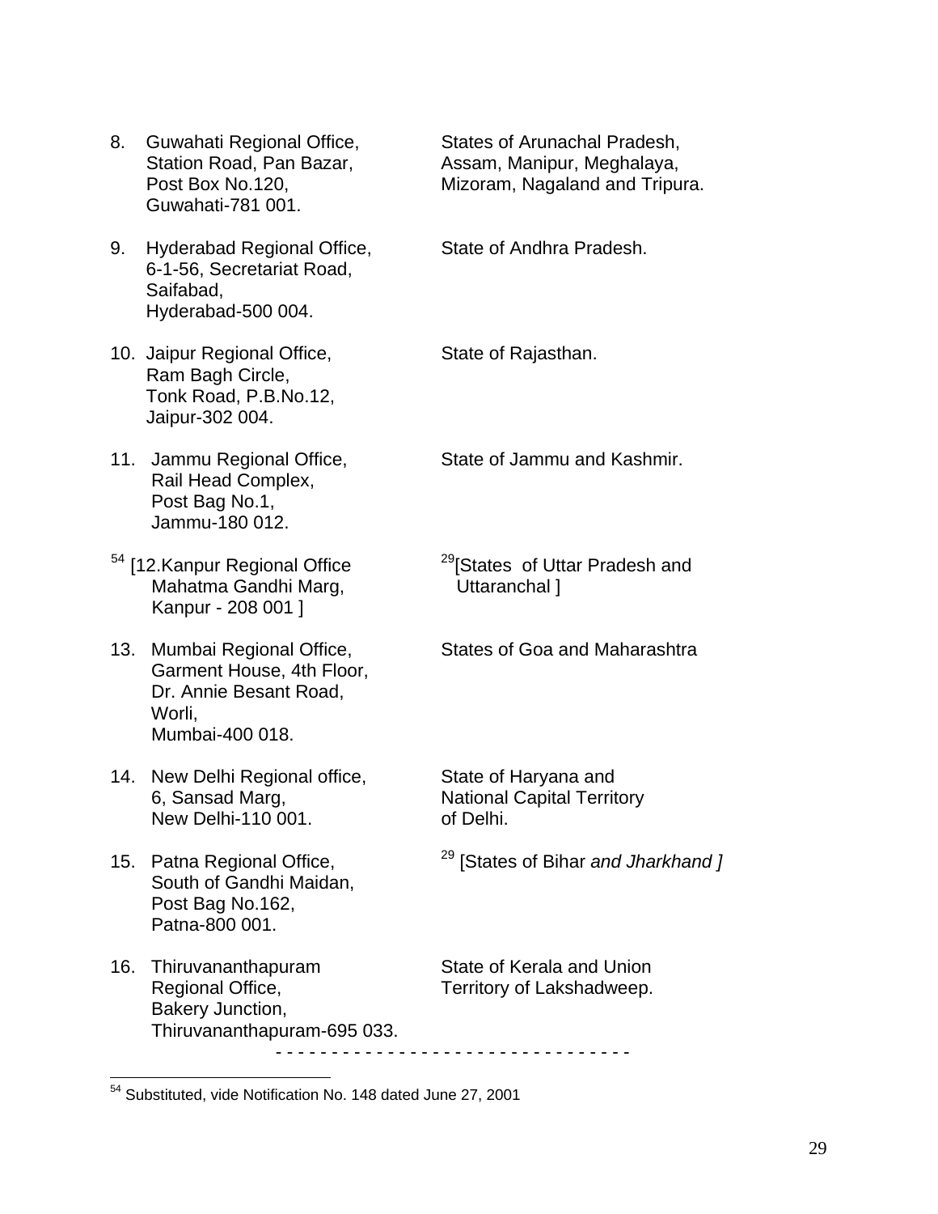| | | |
|---|---|---|
| 8. | Guwahati Regional Office,<br>Station Road, Pan Bazar,<br>Post Box No.120,<br>Guwahati-781 001. | States of Arunachal Pradesh, Assam, Manipur, Meghalaya, Mizoram, Nagaland and Tripura. |
| 9. | Hyderabad Regional Office,<br>6-1-56, Secretariat Road,<br>Saifabad,<br>Hyderabad-500 004. | State of Andhra Pradesh. |
| 10. | Jaipur Regional Office,<br>Ram Bagh Circle,<br>Tonk Road, P.B.No.12,<br>Jaipur-302 004. | State of Rajasthan. |
| 11. | Jammu Regional Office,<br>Rail Head Complex,<br>Post Bag No.1,<br>Jammu-180 012. | State of Jammu and Kashmir. |
| [54] [12. | Kanpur Regional Office<br>Mahatma Gandhi Marg,<br>Kanpur - 208 001 ] | [29][States of Uttar Pradesh and Uttaranchal ] |
| 13. | Mumbai Regional Office,<br>Garment House, 4th Floor,<br>Dr. Annie Besant Road,<br>Worli,<br>Mumbai-400 018. | States of Goa and Maharashtra |
| 14. | New Delhi Regional office,<br>6, Sansad Marg,<br>New Delhi-110 001. | State of Haryana and National Capital Territory of Delhi. |
| 15. | Patna Regional Office,<br>South of Gandhi Maidan,<br>Post Bag No.162,<br>Patna-800 001. | [29] [States of Bihar *and Jharkhand ]* |
| 16. | Thiruvananthapuram Regional Office,<br>Bakery Junction,<br>Thiruvananthapuram-695 033. | State of Kerala and Union Territory of Lakshadweep. |

- - - - - - - - - - - - - - - - - - - - - - - - - - - - - - -

[54] Substituted, vide Notification No. 148 dated June 27, 2001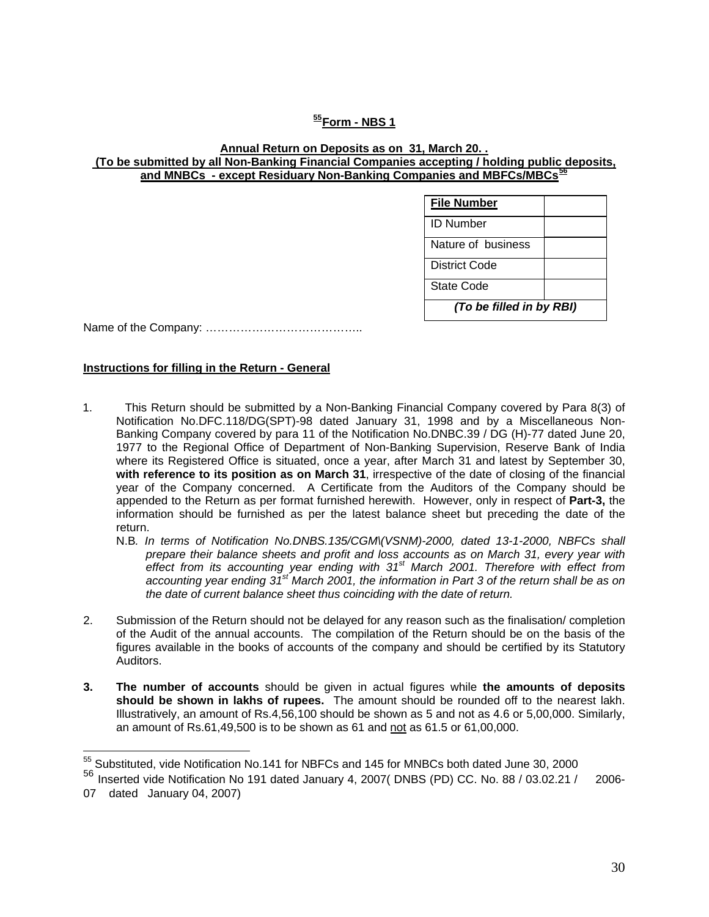## [55]Form - NBS 1

**Annual Return on Deposits as on 31, March 20. .**
**(To be submitted by all Non-Banking Financial Companies accepting / holding public deposits, and MNBCs - except Residuary Non-Banking Companies and MBFCs/MBCs[56]**

| **File Number** | |
|---|---|
| ID Number | |
| Nature of business | |
| District Code | |
| State Code | |
| ***(To be filled in by RBI)*** | |

Name of the Company: …………………………………..

**Instructions for filling in the Return - General**

1. This Return should be submitted by a Non-Banking Financial Company covered by Para 8(3) of Notification No.DFC.118/DG(SPT)-98 dated January 31, 1998 and by a Miscellaneous Non-Banking Company covered by para 11 of the Notification No.DNBC.39 / DG (H)-77 dated June 20, 1977 to the Regional Office of Department of Non-Banking Supervision, Reserve Bank of India where its Registered Office is situated, once a year, after March 31 and latest by September 30, **with reference to its position as on March 31**, irrespective of the date of closing of the financial year of the Company concerned. A Certificate from the Auditors of the Company should be appended to the Return as per format furnished herewith. However, only in respect of **Part-3,** the information should be furnished as per the latest balance sheet but preceding the date of the return.

   N.B*. In terms of Notification No.DNBS.135/CGM\(VSNM)-2000, dated 13-1-2000, NBFCs shall prepare their balance sheets and profit and loss accounts as on March 31, every year with effect from its accounting year ending with 31st March 2001. Therefore with effect from accounting year ending 31st March 2001, the information in Part 3 of the return shall be as on the date of current balance sheet thus coinciding with the date of return.*

2. Submission of the Return should not be delayed for any reason such as the finalisation/ completion of the Audit of the annual accounts. The compilation of the Return should be on the basis of the figures available in the books of accounts of the company and should be certified by its Statutory Auditors.

3. **The number of accounts** should be given in actual figures while **the amounts of deposits should be shown in lakhs of rupees.** The amount should be rounded off to the nearest lakh. Illustratively, an amount of Rs.4,56,100 should be shown as 5 and not as 4.6 or 5,00,000. Similarly, an amount of Rs.61,49,500 is to be shown as 61 and not as 61.5 or 61,00,000.

---

[55] Substituted, vide Notification No.141 for NBFCs and 145 for MNBCs both dated June 30, 2000

[56] Inserted vide Notification No 191 dated January 4, 2007( DNBS (PD) CC. No. 88 / 03.02.21 / 2006-07 dated January 04, 2007)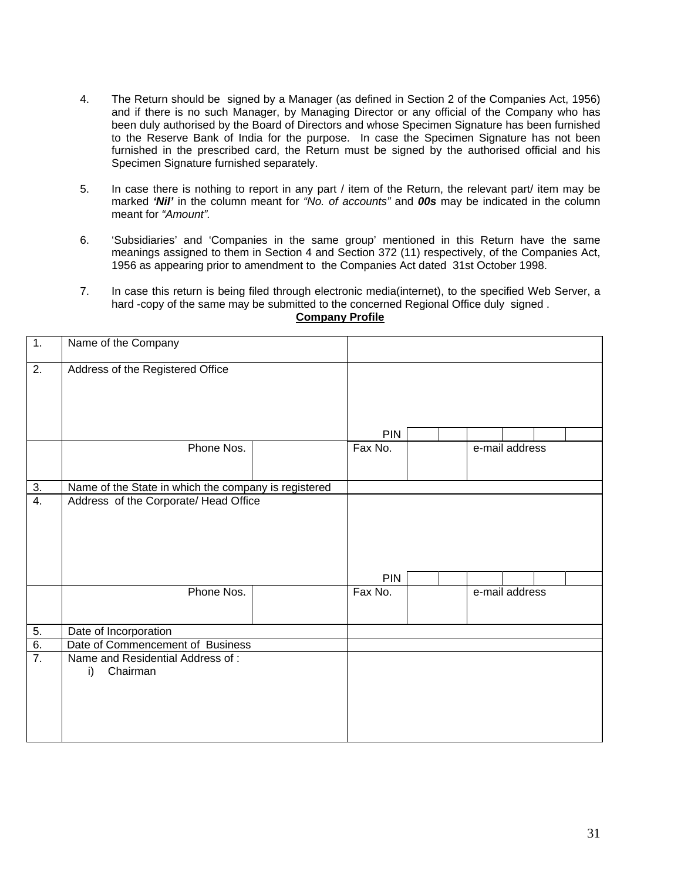4. The Return should be signed by a Manager (as defined in Section 2 of the Companies Act, 1956) and if there is no such Manager, by Managing Director or any official of the Company who has been duly authorised by the Board of Directors and whose Specimen Signature has been furnished to the Reserve Bank of India for the purpose. In case the Specimen Signature has not been furnished in the prescribed card, the Return must be signed by the authorised official and his Specimen Signature furnished separately.

5. In case there is nothing to report in any part / item of the Return, the relevant part/ item may be marked ***'Nil'*** in the column meant for *"No. of accounts"* and ***00s*** may be indicated in the column meant for *"Amount"*.

6. 'Subsidiaries' and 'Companies in the same group' mentioned in this Return have the same meanings assigned to them in Section 4 and Section 372 (11) respectively, of the Companies Act, 1956 as appearing prior to amendment to the Companies Act dated 31st October 1998.

7. In case this return is being filed through electronic media(internet), to the specified Web Server, a hard -copy of the same may be submitted to the concerned Regional Office duly signed .

**Company Profile**

| | | | | | |
|---|---|---|---|---|---|
| 1. | Name of the Company | | | | |
| 2. | Address of the Registered Office | | PIN | | |
| | Phone Nos. | | Fax No. | | e-mail address |
| 3. | Name of the State in which the company is registered | | | | |
| 4. | Address of the Corporate/ Head Office | | PIN | | |
| | Phone Nos. | | Fax No. | | e-mail address |
| 5. | Date of Incorporation | | | | |
| 6. | Date of Commencement of Business | | | | |
| 7. | Name and Residential Address of :<br>i) Chairman | | | | |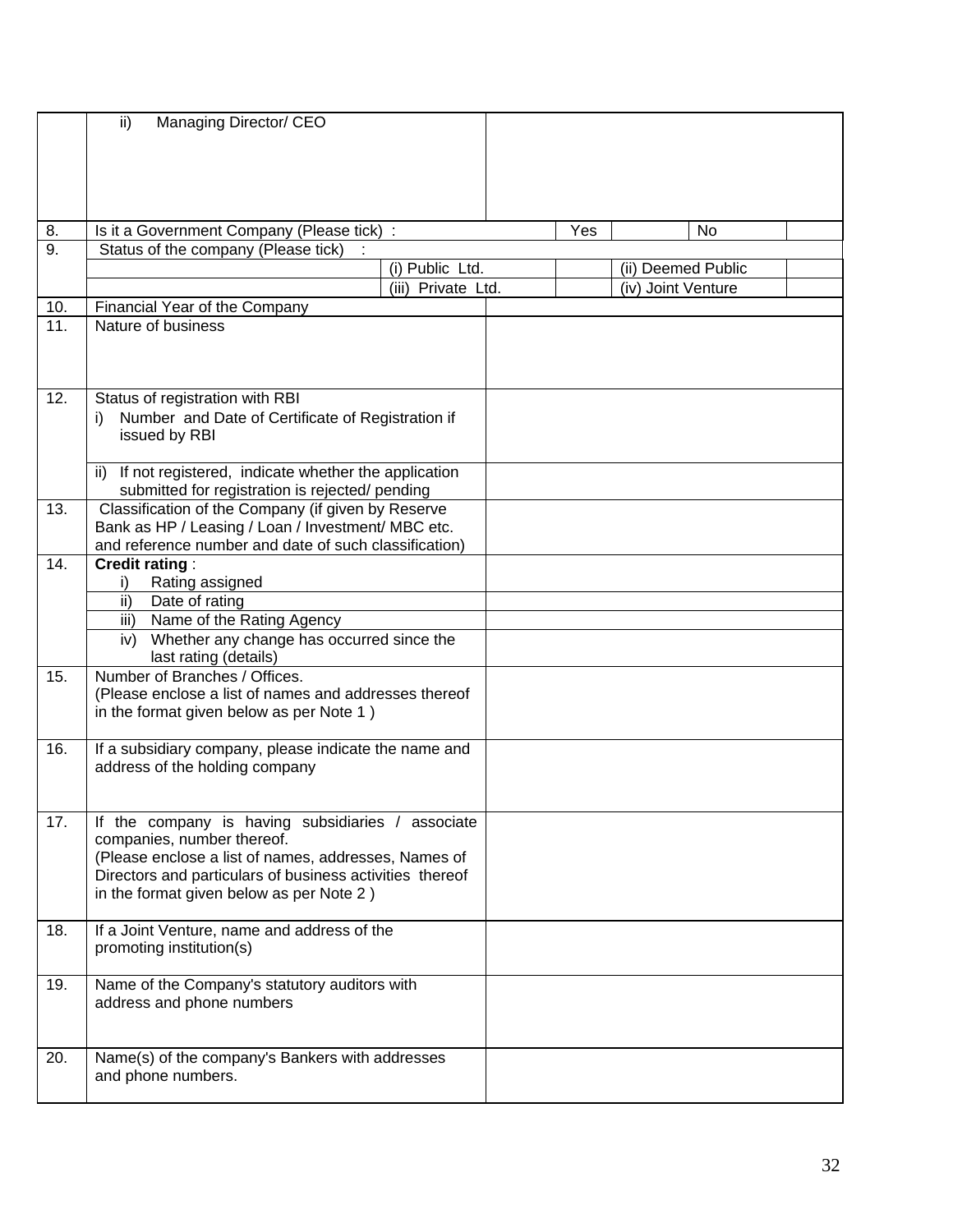| | | |
|---|---|---|
| | ii) Managing Director/ CEO | |
| 8. | Is it a Government Company (Please tick) : | Yes &nbsp;&nbsp;&nbsp;&nbsp; No |
| 9. | Status of the company (Please tick) : | |
| | (i) Public Ltd. | (ii) Deemed Public |
| | (iii) Private Ltd. | (iv) Joint Venture |
| 10. | Financial Year of the Company | |
| 11. | Nature of business | |
| 12. | Status of registration with RBI<br>i) Number and Date of Certificate of Registration if issued by RBI | |
| | ii) If not registered, indicate whether the application submitted for registration is rejected/ pending | |
| 13. | Classification of the Company (if given by Reserve Bank as HP / Leasing / Loan / Investment/ MBC etc. and reference number and date of such classification) | |
| 14. | **Credit rating** :<br>i) Rating assigned | |
| | ii) Date of rating | |
| | iii) Name of the Rating Agency | |
| | iv) Whether any change has occurred since the last rating (details) | |
| 15. | Number of Branches / Offices.<br>(Please enclose a list of names and addresses thereof in the format given below as per Note 1 ) | |
| 16. | If a subsidiary company, please indicate the name and address of the holding company | |
| 17. | If the company is having subsidiaries / associate companies, number thereof.<br>(Please enclose a list of names, addresses, Names of Directors and particulars of business activities thereof in the format given below as per Note 2 ) | |
| 18. | If a Joint Venture, name and address of the promoting institution(s) | |
| 19. | Name of the Company's statutory auditors with address and phone numbers | |
| 20. | Name(s) of the company's Bankers with addresses and phone numbers. | |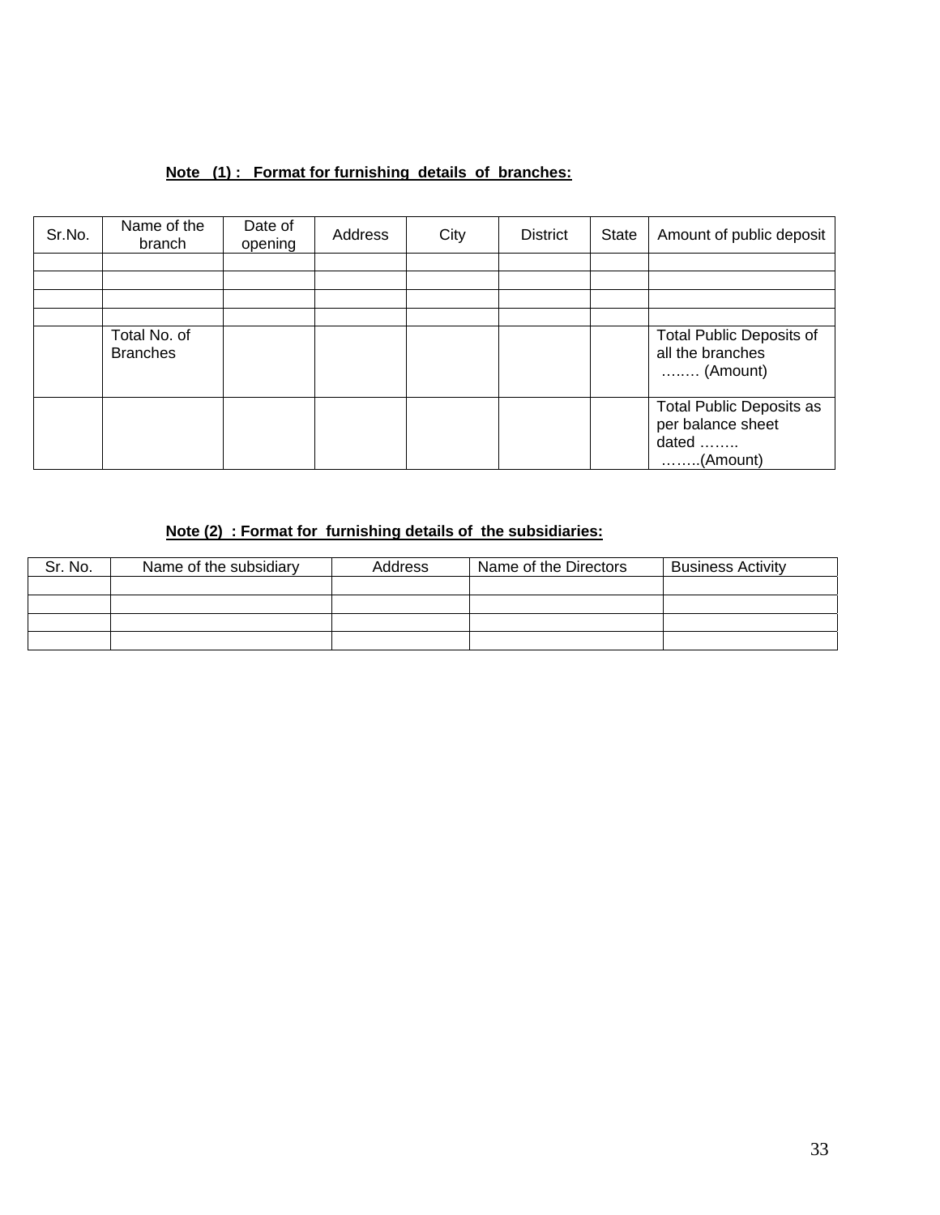**Note (1) : Format for furnishing details of branches:**

| Sr.No. | Name of the branch | Date of opening | Address | City | District | State | Amount of public deposit |
|---|---|---|---|---|---|---|---|
| | | | | | | | |
| | | | | | | | |
| | | | | | | | |
| | | | | | | | |
| | Total No. of Branches | | | | | | Total Public Deposits of all the branches ….…. (Amount) |
| | | | | | | | Total Public Deposits as per balance sheet dated …….. ……..(Amount) |

**Note (2) : Format for furnishing details of the subsidiaries:**

| Sr. No. | Name of the subsidiary | Address | Name of the Directors | Business Activity |
|---|---|---|---|---|
| | | | | |
| | | | | |
| | | | | |
| | | | | |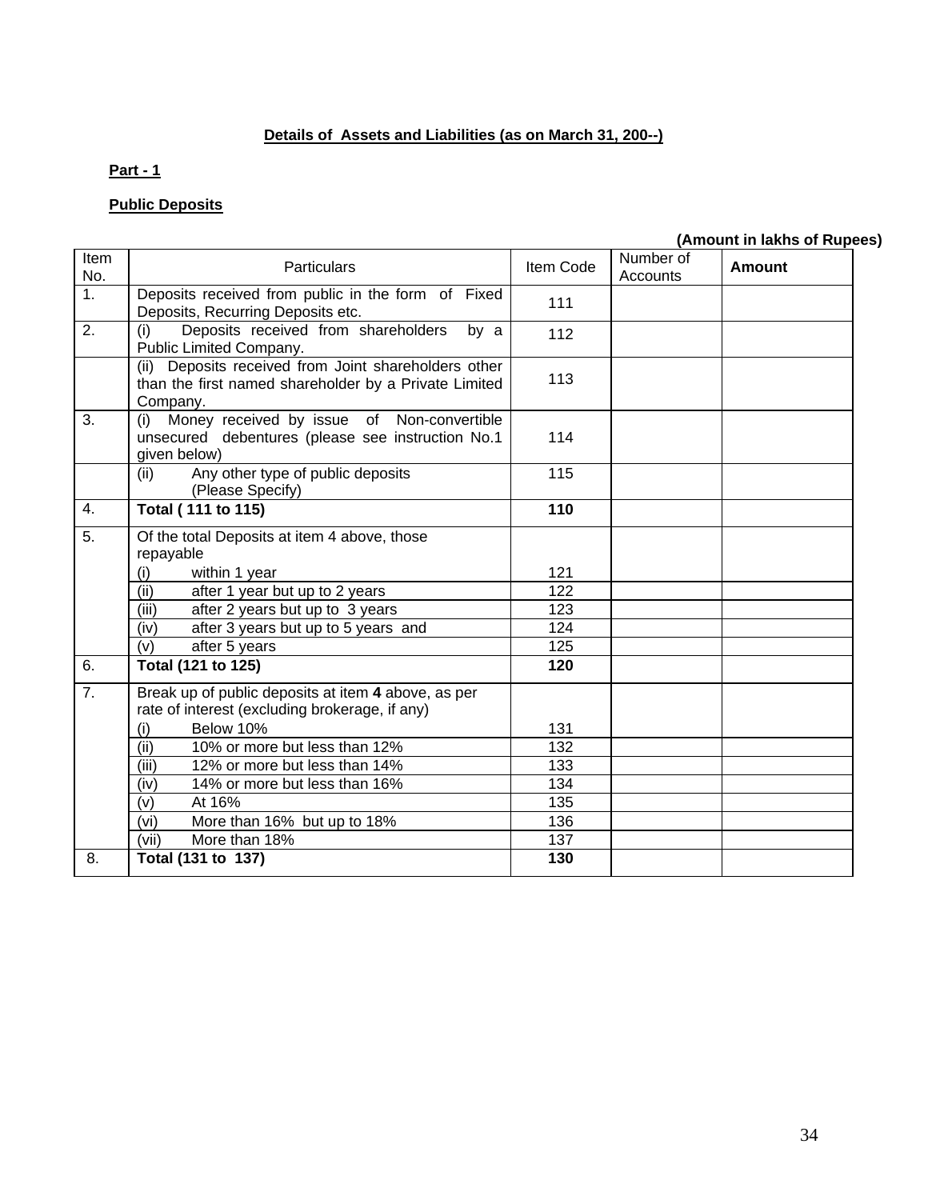**Details of Assets and Liabilities (as on March 31, 200--)**

**Part - 1**

**Public Deposits**

**(Amount in lakhs of Rupees)**

| Item No. | Particulars | Item Code | Number of Accounts | **Amount** |
|---|---|---|---|---|
| 1. | Deposits received from public in the form of Fixed Deposits, Recurring Deposits etc. | 111 | | |
| 2. | (i) Deposits received from shareholders by a Public Limited Company. | 112 | | |
| | (ii) Deposits received from Joint shareholders other than the first named shareholder by a Private Limited Company. | 113 | | |
| 3. | (i) Money received by issue of Non-convertible unsecured debentures (please see instruction No.1 given below) | 114 | | |
| | (ii) Any other type of public deposits (Please Specify) | 115 | | |
| 4. | **Total ( 111 to 115)** | **110** | | |
| 5. | Of the total Deposits at item 4 above, those repayable (i) within 1 year | 121 | | |
| | (ii) after 1 year but up to 2 years | 122 | | |
| | (iii) after 2 years but up to 3 years | 123 | | |
| | (iv) after 3 years but up to 5 years and | 124 | | |
| | (v) after 5 years | 125 | | |
| 6. | **Total (121 to 125)** | **120** | | |
| 7. | Break up of public deposits at item **4** above, as per rate of interest (excluding brokerage, if any) (i) Below 10% | 131 | | |
| | (ii) 10% or more but less than 12% | 132 | | |
| | (iii) 12% or more but less than 14% | 133 | | |
| | (iv) 14% or more but less than 16% | 134 | | |
| | (v) At 16% | 135 | | |
| | (vi) More than 16% but up to 18% | 136 | | |
| | (vii) More than 18% | 137 | | |
| 8. | **Total (131 to 137)** | **130** | | |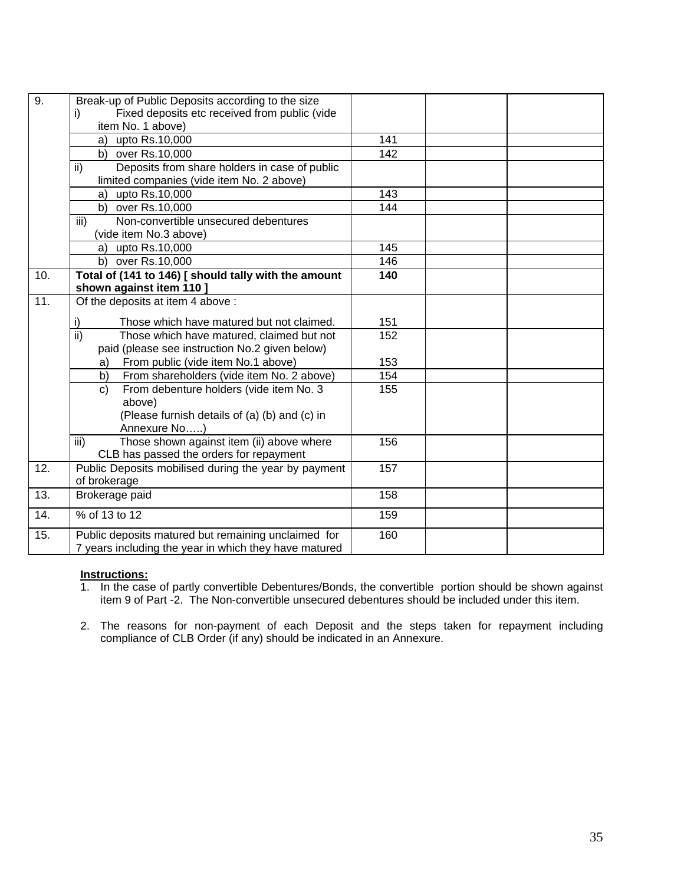| | | | | |
|---|---|---|---|---|
| 9. | Break-up of Public Deposits according to the size<br>i) Fixed deposits etc received from public (vide item No. 1 above) | | | |
| | a) upto Rs.10,000 | 141 | | |
| | b) over Rs.10,000 | 142 | | |
| | ii) Deposits from share holders in case of public limited companies (vide item No. 2 above) | | | |
| | a) upto Rs.10,000 | 143 | | |
| | b) over Rs.10,000 | 144 | | |
| | iii) Non-convertible unsecured debentures (vide item No.3 above) | | | |
| | a) upto Rs.10,000 | 145 | | |
| | b) over Rs.10,000 | 146 | | |
| **10.** | **Total of (141 to 146) [ should tally with the amount shown against item 110 ]** | **140** | | |
| 11. | Of the deposits at item 4 above :<br><br>i) Those which have matured but not claimed. | <br><br>151 | | |
| | ii) Those which have matured, claimed but not paid (please see instruction No.2 given below)<br>a) From public (vide item No.1 above) | 152<br><br>153 | | |
| | b) From shareholders (vide item No. 2 above) | 154 | | |
| | c) From debenture holders (vide item No. 3 above)<br>(Please furnish details of (a) (b) and (c) in Annexure No…..) | 155 | | |
| | iii) Those shown against item (ii) above where CLB has passed the orders for repayment | 156 | | |
| 12. | Public Deposits mobilised during the year by payment of brokerage | 157 | | |
| 13. | Brokerage paid | 158 | | |
| 14. | % of 13 to 12 | 159 | | |
| 15. | Public deposits matured but remaining unclaimed for 7 years including the year in which they have matured | 160 | | |

**Instructions:**

1. In the case of partly convertible Debentures/Bonds, the convertible portion should be shown against item 9 of Part -2. The Non-convertible unsecured debentures should be included under this item.

2. The reasons for non-payment of each Deposit and the steps taken for repayment including compliance of CLB Order (if any) should be indicated in an Annexure.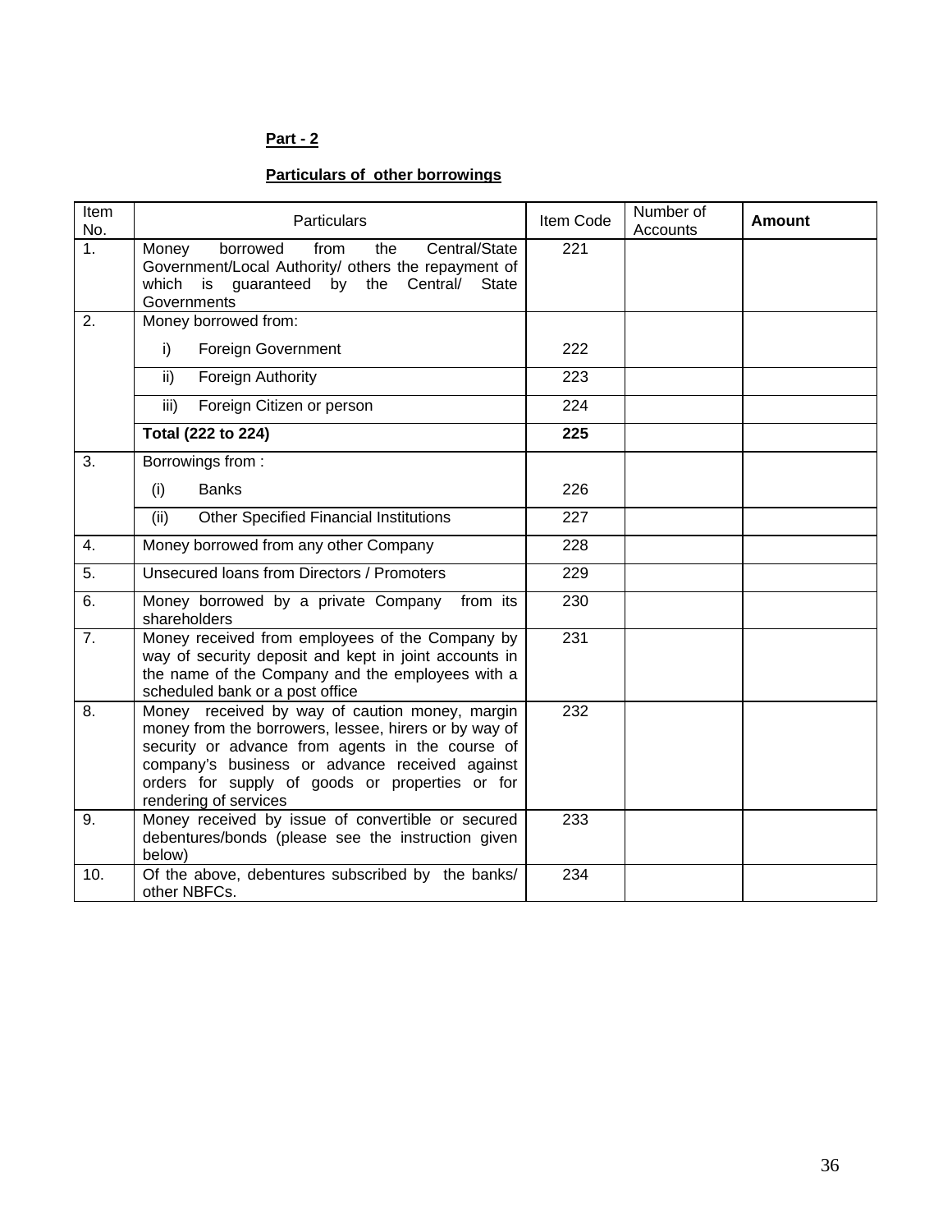**Part - 2**

**Particulars of other borrowings**

| Item No. | Particulars | Item Code | Number of Accounts | **Amount** |
|---|---|---|---|---|
| 1. | Money borrowed from the Central/State Government/Local Authority/ others the repayment of which is guaranteed by the Central/ State Governments | 221 | | |
| 2. | Money borrowed from:<br>i) Foreign Government | 222 | | |
| | ii) Foreign Authority | 223 | | |
| | iii) Foreign Citizen or person | 224 | | |
| | **Total (222 to 224)** | **225** | | |
| 3. | Borrowings from :<br>(i) Banks | 226 | | |
| | (ii) Other Specified Financial Institutions | 227 | | |
| 4. | Money borrowed from any other Company | 228 | | |
| 5. | Unsecured loans from Directors / Promoters | 229 | | |
| 6. | Money borrowed by a private Company from its shareholders | 230 | | |
| 7. | Money received from employees of the Company by way of security deposit and kept in joint accounts in the name of the Company and the employees with a scheduled bank or a post office | 231 | | |
| 8. | Money received by way of caution money, margin money from the borrowers, lessee, hirers or by way of security or advance from agents in the course of company's business or advance received against orders for supply of goods or properties or for rendering of services | 232 | | |
| 9. | Money received by issue of convertible or secured debentures/bonds (please see the instruction given below) | 233 | | |
| 10. | Of the above, debentures subscribed by the banks/ other NBFCs. | 234 | | |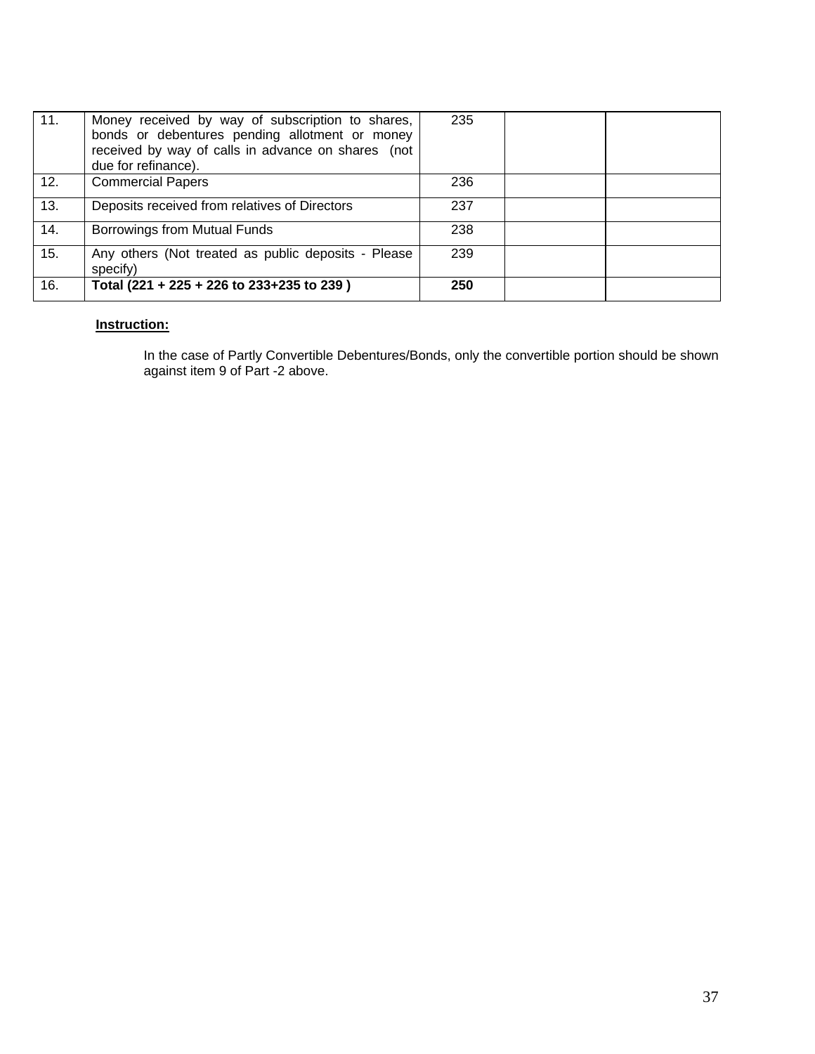| | | | | |
|---|---|---|---|---|
| 11. | Money received by way of subscription to shares, bonds or debentures pending allotment or money received by way of calls in advance on shares (not due for refinance). | 235 | | |
| 12. | Commercial Papers | 236 | | |
| 13. | Deposits received from relatives of Directors | 237 | | |
| 14. | Borrowings from Mutual Funds | 238 | | |
| 15. | Any others (Not treated as public deposits - Please specify) | 239 | | |
| 16. | **Total (221 + 225 + 226 to 233+235 to 239 )** | **250** | | |

**Instruction:**

In the case of Partly Convertible Debentures/Bonds, only the convertible portion should be shown against item 9 of Part -2 above.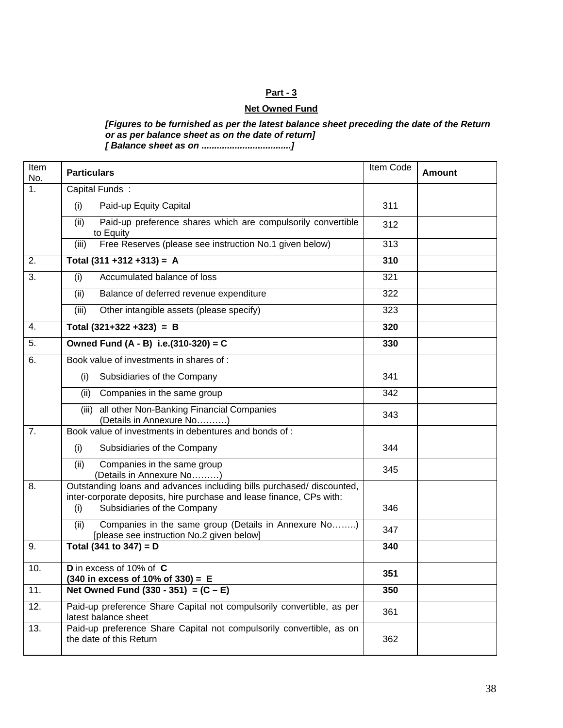**Part - 3**

**Net Owned Fund**

***[Figures to be furnished as per the latest balance sheet preceding the date of the Return or as per balance sheet as on the date of return]***
***[ Balance sheet as on ..................................]***

| Item No. | **Particulars** | Item Code | **Amount** |
|---|---|---|---|
| 1. | Capital Funds : | | |
| | (i) Paid-up Equity Capital | 311 | |
| | (ii) Paid-up preference shares which are compulsorily convertible to Equity | 312 | |
| | (iii) Free Reserves (please see instruction No.1 given below) | 313 | |
| 2. | **Total (311 +312 +313) = A** | **310** | |
| 3. | (i) Accumulated balance of loss | 321 | |
| | (ii) Balance of deferred revenue expenditure | 322 | |
| | (iii) Other intangible assets (please specify) | 323 | |
| 4. | **Total (321+322 +323) = B** | **320** | |
| 5. | **Owned Fund (A - B) i.e.(310-320) = C** | **330** | |
| 6. | Book value of investments in shares of : | | |
| | (i) Subsidiaries of the Company | 341 | |
| | (ii) Companies in the same group | 342 | |
| | (iii) all other Non-Banking Financial Companies (Details in Annexure No……….) | 343 | |
| 7. | Book value of investments in debentures and bonds of : | | |
| | (i) Subsidiaries of the Company | 344 | |
| | (ii) Companies in the same group (Details in Annexure No………) | 345 | |
| 8. | Outstanding loans and advances including bills purchased/ discounted, inter-corporate deposits, hire purchase and lease finance, CPs with: (i) Subsidiaries of the Company | 346 | |
| | (ii) Companies in the same group (Details in Annexure No……..) [please see instruction No.2 given below] | 347 | |
| 9. | **Total (341 to 347) = D** | **340** | |
| 10. | **D** in excess of 10% of **C** **(340 in excess of 10% of 330) = E** | **351** | |
| 11. | **Net Owned Fund (330 - 351) = (C – E)** | **350** | |
| 12. | Paid-up preference Share Capital not compulsorily convertible, as per latest balance sheet | 361 | |
| 13. | Paid-up preference Share Capital not compulsorily convertible, as on the date of this Return | 362 | |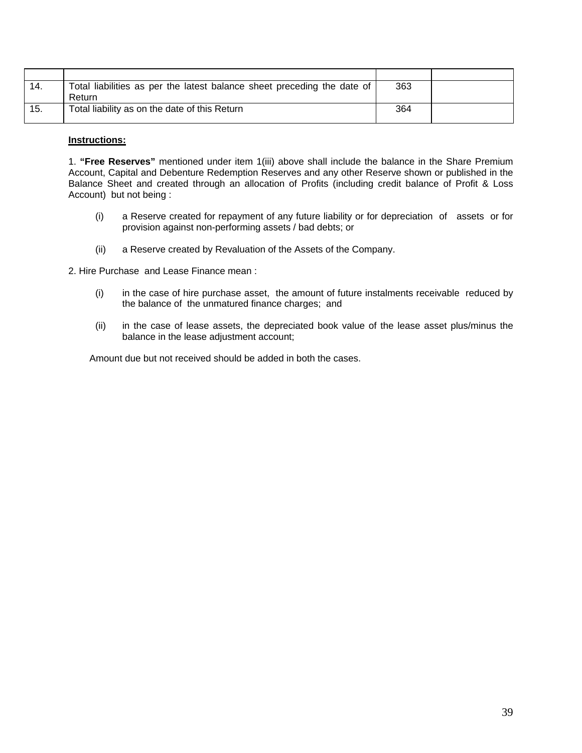| | | | |
|---|---|---|---|
| 14. | Total liabilities as per the latest balance sheet preceding the date of Return | 363 | |
| 15. | Total liability as on the date of this Return | 364 | |

**Instructions:**

1. **"Free Reserves"** mentioned under item 1(iii) above shall include the balance in the Share Premium Account, Capital and Debenture Redemption Reserves and any other Reserve shown or published in the Balance Sheet and created through an allocation of Profits (including credit balance of Profit & Loss Account) but not being :

   (i) a Reserve created for repayment of any future liability or for depreciation of assets or for provision against non-performing assets / bad debts; or

   (ii) a Reserve created by Revaluation of the Assets of the Company.

2. Hire Purchase and Lease Finance mean :

   (i) in the case of hire purchase asset, the amount of future instalments receivable reduced by the balance of the unmatured finance charges; and

   (ii) in the case of lease assets, the depreciated book value of the lease asset plus/minus the balance in the lease adjustment account;

   Amount due but not received should be added in both the cases.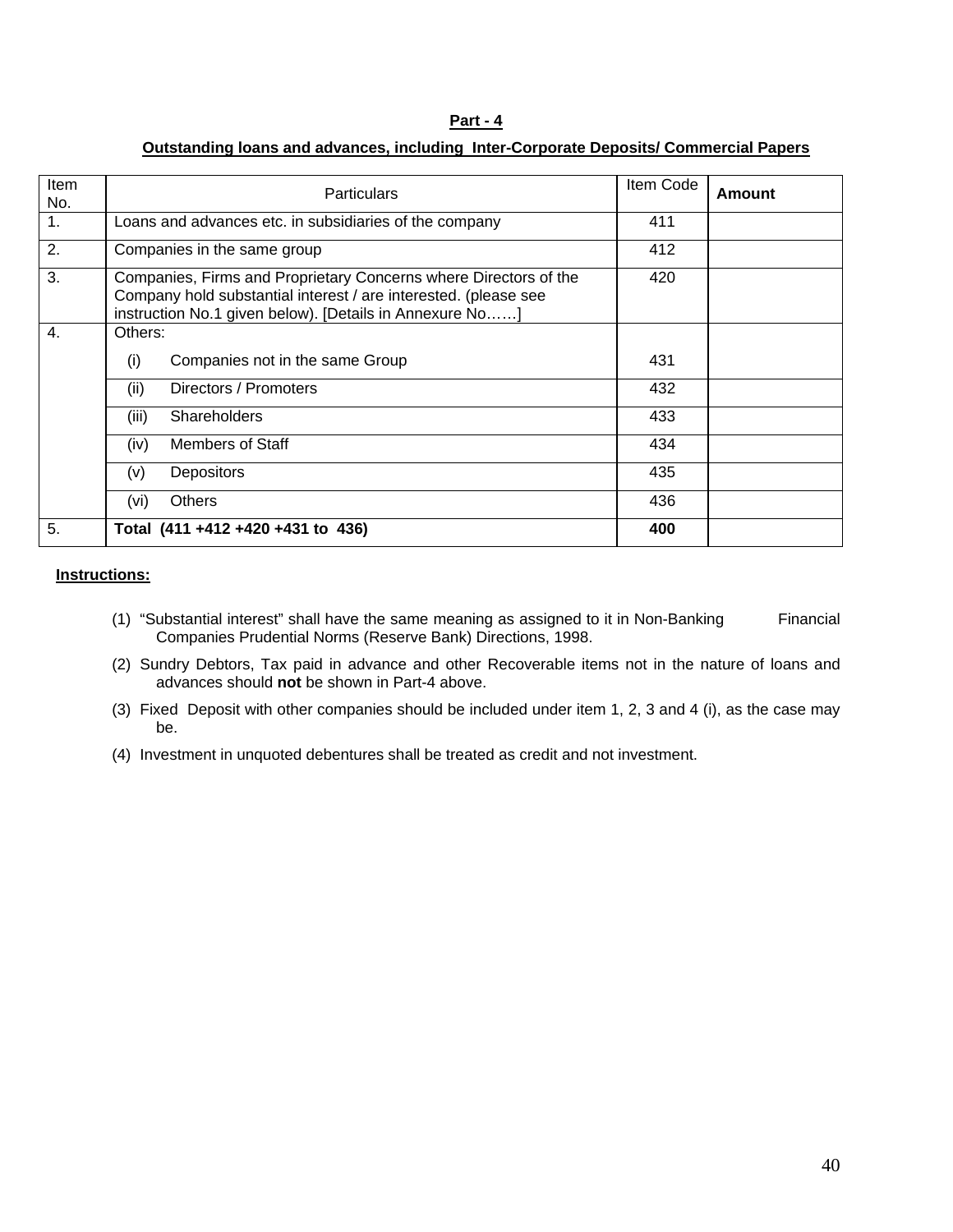## Part - 4

### Outstanding loans and advances, including Inter-Corporate Deposits/ Commercial Papers

| Item No. | Particulars | Item Code | Amount |
|---|---|---|---|
| 1. | Loans and advances etc. in subsidiaries of the company | 411 | |
| 2. | Companies in the same group | 412 | |
| 3. | Companies, Firms and Proprietary Concerns where Directors of the Company hold substantial interest / are interested. (please see instruction No.1 given below). [Details in Annexure No……] | 420 | |
| 4. | Others: | | |
| | (i) Companies not in the same Group | 431 | |
| | (ii) Directors / Promoters | 432 | |
| | (iii) Shareholders | 433 | |
| | (iv) Members of Staff | 434 | |
| | (v) Depositors | 435 | |
| | (vi) Others | 436 | |
| 5. | **Total (411 +412 +420 +431 to 436)** | **400** | |

**Instructions:**

(1) "Substantial interest" shall have the same meaning as assigned to it in Non-Banking Financial Companies Prudential Norms (Reserve Bank) Directions, 1998.

(2) Sundry Debtors, Tax paid in advance and other Recoverable items not in the nature of loans and advances should **not** be shown in Part-4 above.

(3) Fixed Deposit with other companies should be included under item 1, 2, 3 and 4 (i), as the case may be.

(4) Investment in unquoted debentures shall be treated as credit and not investment.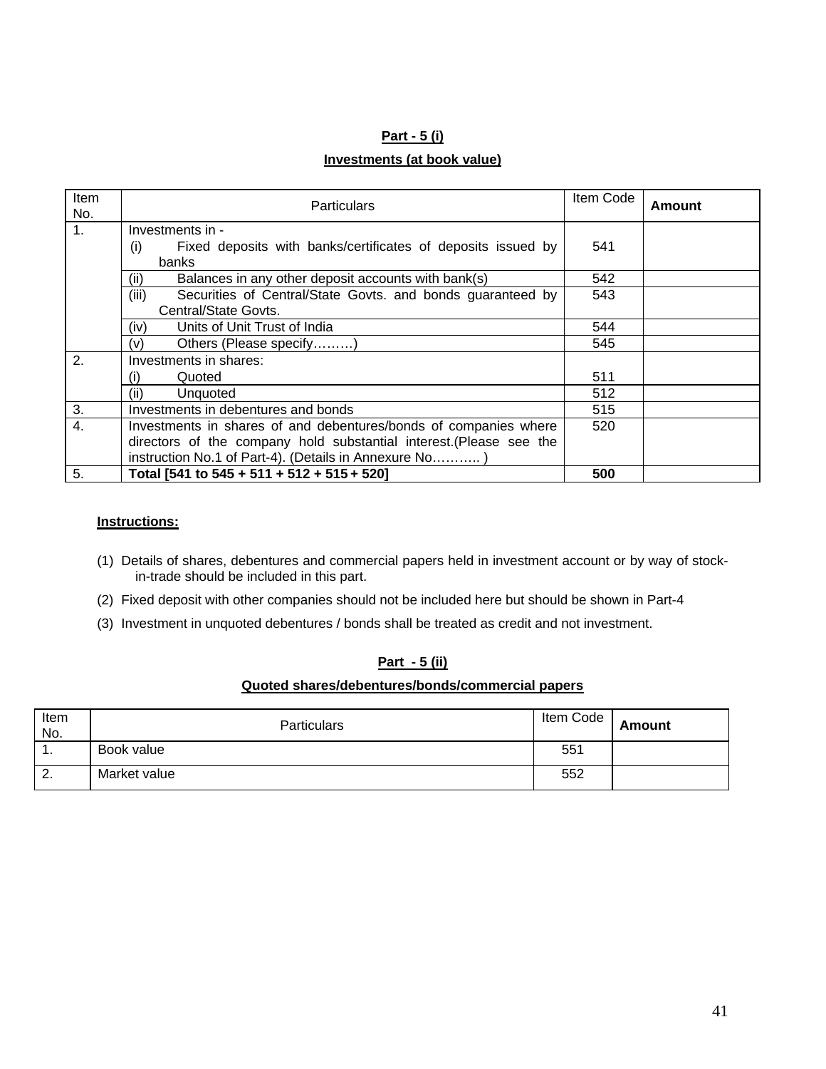## Part - 5 (i)

### Investments (at book value)

| Item No. | Particulars | Item Code | Amount |
|---|---|---|---|
| 1. | Investments in - <br> (i) Fixed deposits with banks/certificates of deposits issued by banks | 541 | |
| | (ii) Balances in any other deposit accounts with bank(s) | 542 | |
| | (iii) Securities of Central/State Govts. and bonds guaranteed by Central/State Govts. | 543 | |
| | (iv) Units of Unit Trust of India | 544 | |
| | (v) Others (Please specify………) | 545 | |
| 2. | Investments in shares: <br> (i) Quoted | 511 | |
| | (ii) Unquoted | 512 | |
| 3. | Investments in debentures and bonds | 515 | |
| 4. | Investments in shares of and debentures/bonds of companies where directors of the company hold substantial interest.(Please see the instruction No.1 of Part-4). (Details in Annexure No……….. ) | 520 | |
| 5. | **Total [541 to 545 + 511 + 512 + 515 + 520]** | **500** | |

**Instructions:**

(1) Details of shares, debentures and commercial papers held in investment account or by way of stock-in-trade should be included in this part.

(2) Fixed deposit with other companies should not be included here but should be shown in Part-4

(3) Investment in unquoted debentures / bonds shall be treated as credit and not investment.

## Part - 5 (ii)

### Quoted shares/debentures/bonds/commercial papers

| Item No. | Particulars | Item Code | Amount |
|---|---|---|---|
| 1. | Book value | 551 | |
| 2. | Market value | 552 | |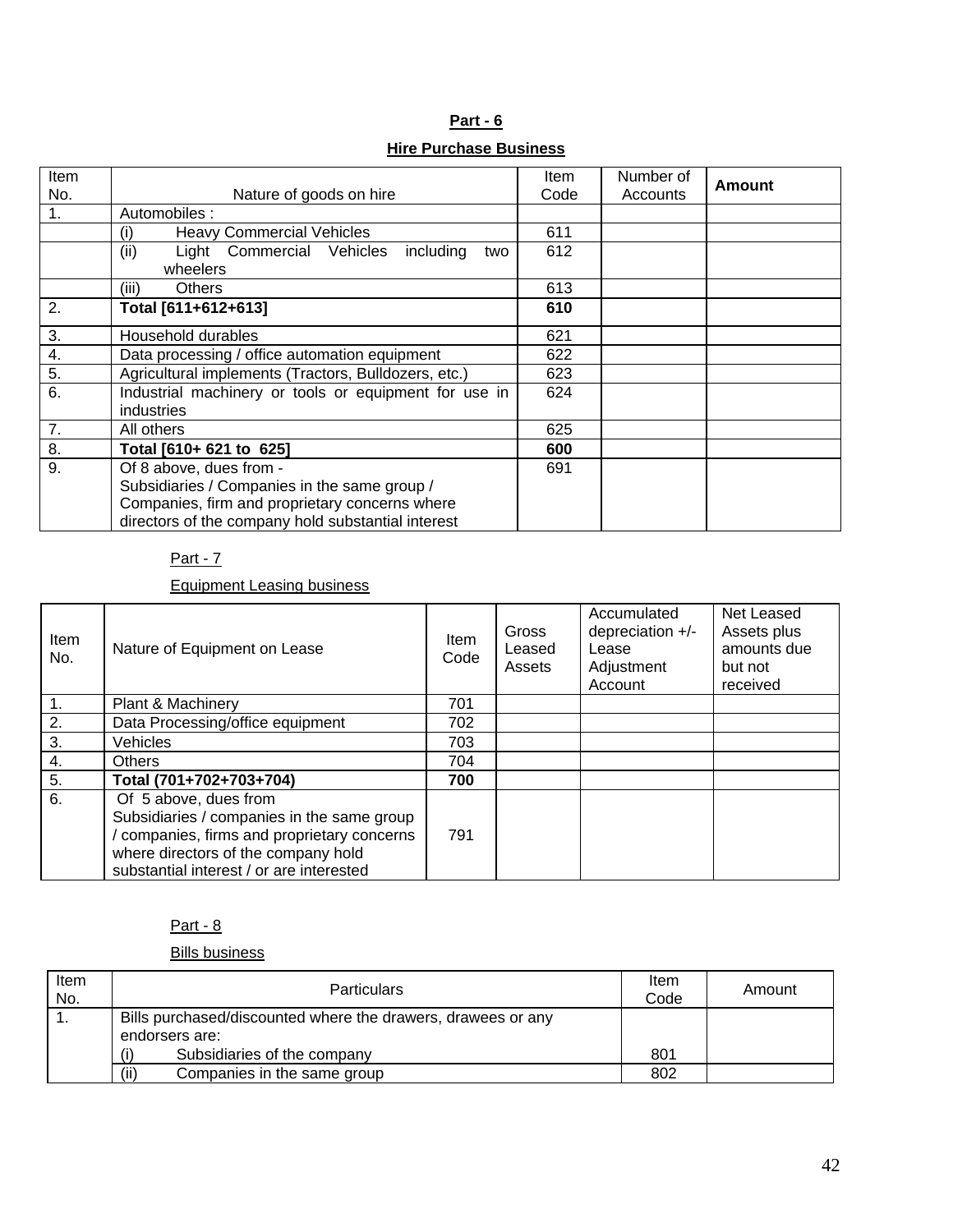## Part - 6

### Hire Purchase Business

| Item No. | Nature of goods on hire | Item Code | Number of Accounts | **Amount** |
|---|---|---|---|---|
| 1. | Automobiles : | | | |
| | (i) Heavy Commercial Vehicles | 611 | | |
| | (ii) Light Commercial Vehicles including two wheelers | 612 | | |
| | (iii) Others | 613 | | |
| 2. | **Total [611+612+613]** | **610** | | |
| 3. | Household durables | 621 | | |
| 4. | Data processing / office automation equipment | 622 | | |
| 5. | Agricultural implements (Tractors, Bulldozers, etc.) | 623 | | |
| 6. | Industrial machinery or tools or equipment for use in industries | 624 | | |
| 7. | All others | 625 | | |
| 8. | **Total [610+ 621 to 625]** | **600** | | |
| 9. | Of 8 above, dues from - Subsidiaries / Companies in the same group / Companies, firm and proprietary concerns where directors of the company hold substantial interest | 691 | | |

Part - 7

Equipment Leasing business

| Item No. | Nature of Equipment on Lease | Item Code | Gross Leased Assets | Accumulated depreciation +/- Lease Adjustment Account | Net Leased Assets plus amounts due but not received |
|---|---|---|---|---|---|
| 1. | Plant & Machinery | 701 | | | |
| 2. | Data Processing/office equipment | 702 | | | |
| 3. | Vehicles | 703 | | | |
| 4. | Others | 704 | | | |
| 5. | **Total (701+702+703+704)** | **700** | | | |
| 6. | Of 5 above, dues from Subsidiaries / companies in the same group / companies, firms and proprietary concerns where directors of the company hold substantial interest / or are interested | 791 | | | |

Part - 8

Bills business

| Item No. | Particulars | Item Code | Amount |
|---|---|---|---|
| 1. | Bills purchased/discounted where the drawers, drawees or any endorsers are: | | |
| | (i) Subsidiaries of the company | 801 | |
| | (ii) Companies in the same group | 802 | |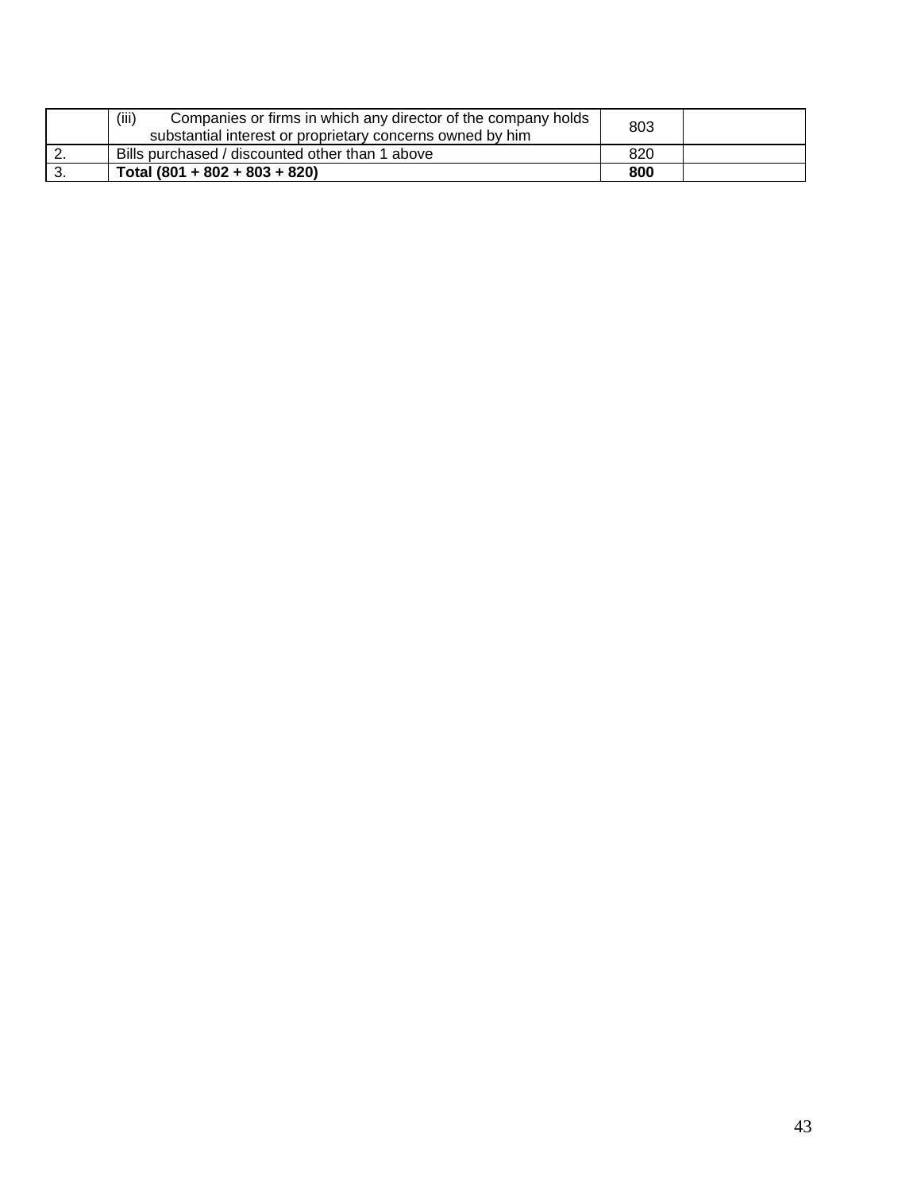| | | | |
|---|---|---|---|
| | (iii) Companies or firms in which any director of the company holds substantial interest or proprietary concerns owned by him | 803 | |
| 2. | Bills purchased / discounted other than 1 above | 820 | |
| 3. | **Total (801 + 802 + 803 + 820)** | **800** | |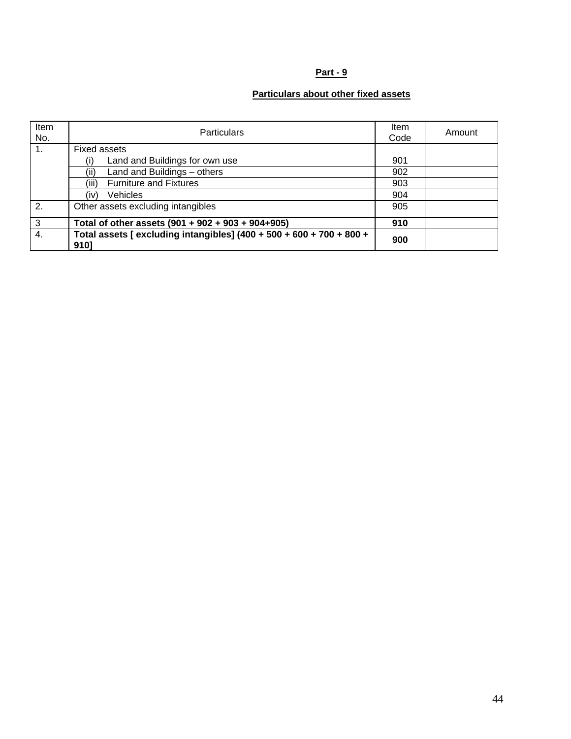## Part - 9

## Particulars about other fixed assets

| Item No. | Particulars | Item Code | Amount |
|---|---|---|---|
| 1. | Fixed assets | | |
| | (i) Land and Buildings for own use | 901 | |
| | (ii) Land and Buildings – others | 902 | |
| | (iii) Furniture and Fixtures | 903 | |
| | (iv) Vehicles | 904 | |
| 2. | Other assets excluding intangibles | 905 | |
| 3 | **Total of other assets (901 + 902 + 903 + 904+905)** | **910** | |
| 4. | **Total assets [ excluding intangibles] (400 + 500 + 600 + 700 + 800 + 910]** | **900** | |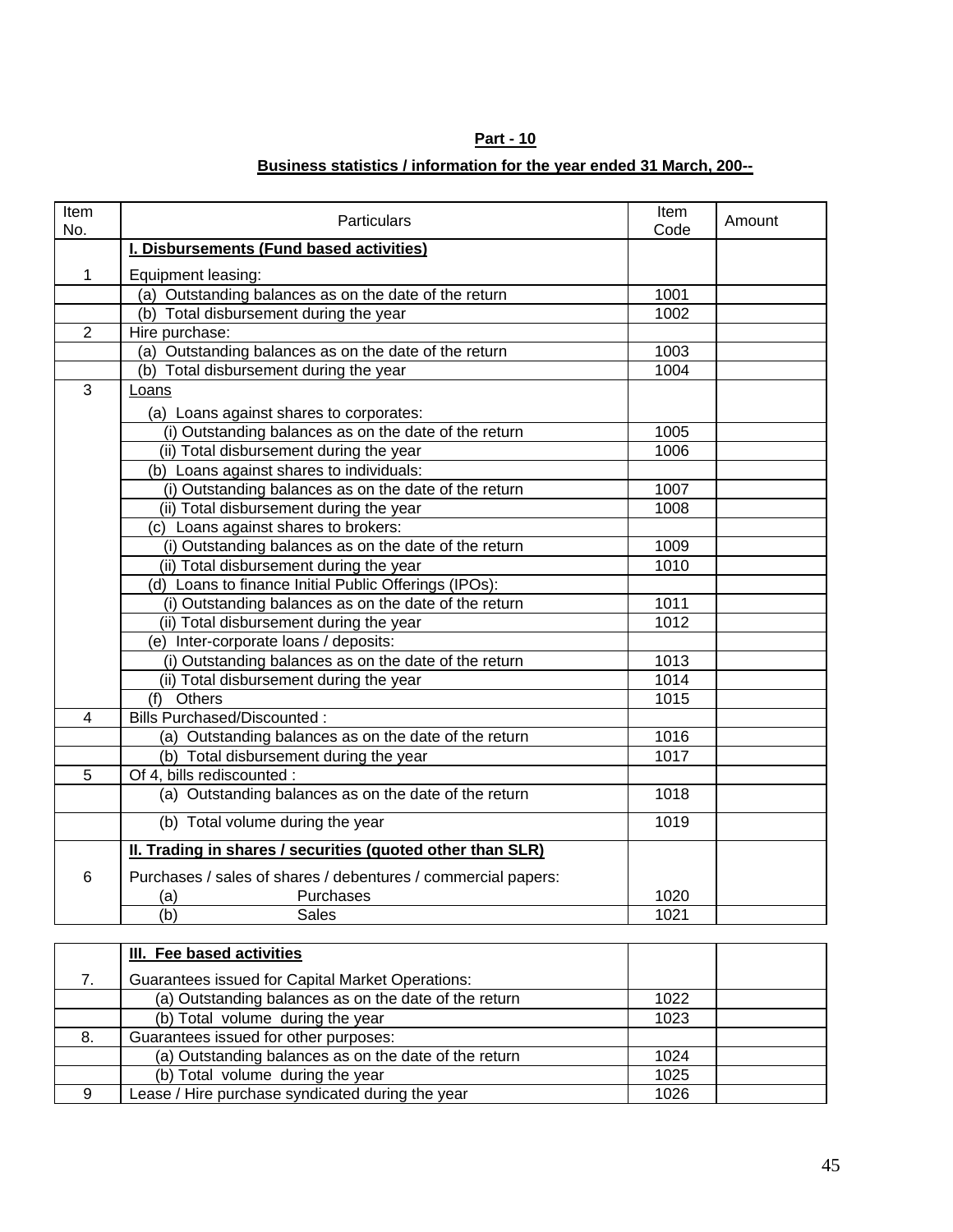## Part - 10

### Business statistics / information for the year ended 31 March, 200--

| Item No. | Particulars | Item Code | Amount |
|---|---|---|---|
| | **I. Disbursements (Fund based activities)** | | |
| 1 | Equipment leasing: | | |
| | (a) Outstanding balances as on the date of the return | 1001 | |
| | (b) Total disbursement during the year | 1002 | |
| 2 | Hire purchase: | | |
| | (a) Outstanding balances as on the date of the return | 1003 | |
| | (b) Total disbursement during the year | 1004 | |
| 3 | Loans | | |
| | (a) Loans against shares to corporates: | | |
| | (i) Outstanding balances as on the date of the return | 1005 | |
| | (ii) Total disbursement during the year | 1006 | |
| | (b) Loans against shares to individuals: | | |
| | (i) Outstanding balances as on the date of the return | 1007 | |
| | (ii) Total disbursement during the year | 1008 | |
| | (c) Loans against shares to brokers: | | |
| | (i) Outstanding balances as on the date of the return | 1009 | |
| | (ii) Total disbursement during the year | 1010 | |
| | (d) Loans to finance Initial Public Offerings (IPOs): | | |
| | (i) Outstanding balances as on the date of the return | 1011 | |
| | (ii) Total disbursement during the year | 1012 | |
| | (e) Inter-corporate loans / deposits: | | |
| | (i) Outstanding balances as on the date of the return | 1013 | |
| | (ii) Total disbursement during the year | 1014 | |
| | (f) Others | 1015 | |
| 4 | Bills Purchased/Discounted : | | |
| | (a) Outstanding balances as on the date of the return | 1016 | |
| | (b) Total disbursement during the year | 1017 | |
| 5 | Of 4, bills rediscounted : | | |
| | (a) Outstanding balances as on the date of the return | 1018 | |
| | (b) Total volume during the year | 1019 | |
| | **II. Trading in shares / securities (quoted other than SLR)** | | |
| 6 | Purchases / sales of shares / debentures / commercial papers: | | |
| | (a) Purchases | 1020 | |
| | (b) Sales | 1021 | |

| Item No. | Particulars | Item Code | Amount |
|---|---|---|---|
| | **III. Fee based activities** | | |
| 7. | Guarantees issued for Capital Market Operations: | | |
| | (a) Outstanding balances as on the date of the return | 1022 | |
| | (b) Total volume during the year | 1023 | |
| 8. | Guarantees issued for other purposes: | | |
| | (a) Outstanding balances as on the date of the return | 1024 | |
| | (b) Total volume during the year | 1025 | |
| 9 | Lease / Hire purchase syndicated during the year | 1026 | |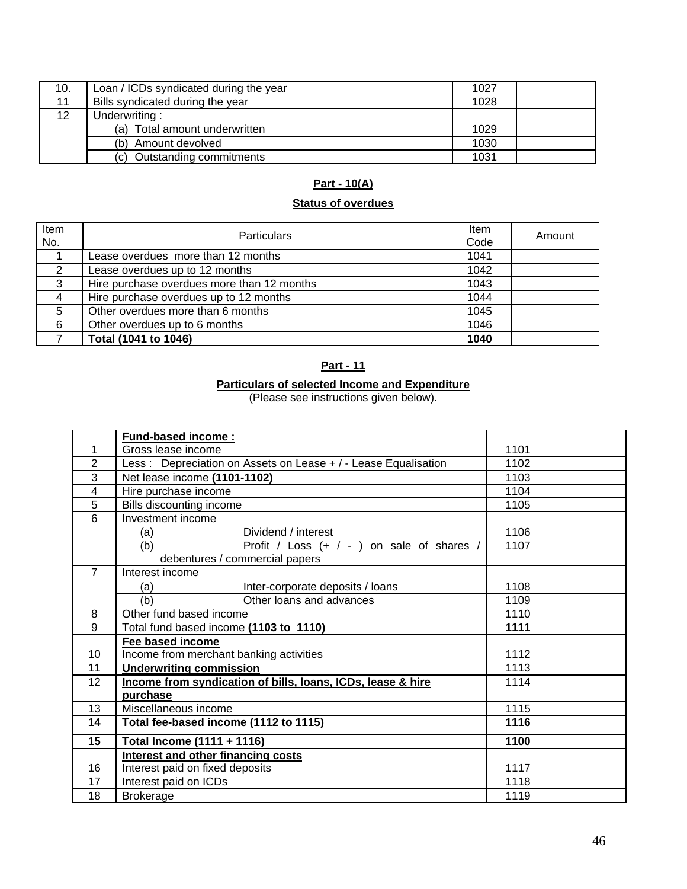| 10. | Loan / ICDs syndicated during the year | 1027 | |
|---|---|---|---|
| 11 | Bills syndicated during the year | 1028 | |
| 12 | Underwriting : | | |
| | (a) Total amount underwritten | 1029 | |
| | (b) Amount devolved | 1030 | |
| | (c) Outstanding commitments | 1031 | |

**Part - 10(A)**

**Status of overdues**

| Item No. | Particulars | Item Code | Amount |
|---|---|---|---|
| 1 | Lease overdues more than 12 months | 1041 | |
| 2 | Lease overdues up to 12 months | 1042 | |
| 3 | Hire purchase overdues more than 12 months | 1043 | |
| 4 | Hire purchase overdues up to 12 months | 1044 | |
| 5 | Other overdues more than 6 months | 1045 | |
| 6 | Other overdues up to 6 months | 1046 | |
| 7 | **Total (1041 to 1046)** | **1040** | |

**Part - 11**

**Particulars of selected Income and Expenditure**

(Please see instructions given below).

| | **Fund-based income :** | | |
|---|---|---|---|
| 1 | Gross lease income | 1101 | |
| 2 | Less : Depreciation on Assets on Lease + / - Lease Equalisation | 1102 | |
| 3 | Net lease income **(1101-1102)** | 1103 | |
| 4 | Hire purchase income | 1104 | |
| 5 | Bills discounting income | 1105 | |
| 6 | Investment income | | |
| | (a) Dividend / interest | 1106 | |
| | (b) Profit / Loss (+ / - ) on sale of shares / debentures / commercial papers | 1107 | |
| 7 | Interest income | | |
| | (a) Inter-corporate deposits / loans | 1108 | |
| | (b) Other loans and advances | 1109 | |
| 8 | Other fund based income | 1110 | |
| 9 | Total fund based income **(1103 to 1110)** | **1111** | |
| | **Fee based income** | | |
| 10 | Income from merchant banking activities | 1112 | |
| 11 | **Underwriting commission** | 1113 | |
| 12 | **Income from syndication of bills, loans, ICDs, lease & hire purchase** | 1114 | |
| 13 | Miscellaneous income | 1115 | |
| **14** | **Total fee-based income (1112 to 1115)** | **1116** | |
| **15** | **Total Income (1111 + 1116)** | **1100** | |
| | **Interest and other financing costs** | | |
| 16 | Interest paid on fixed deposits | 1117 | |
| 17 | Interest paid on ICDs | 1118 | |
| 18 | Brokerage | 1119 | |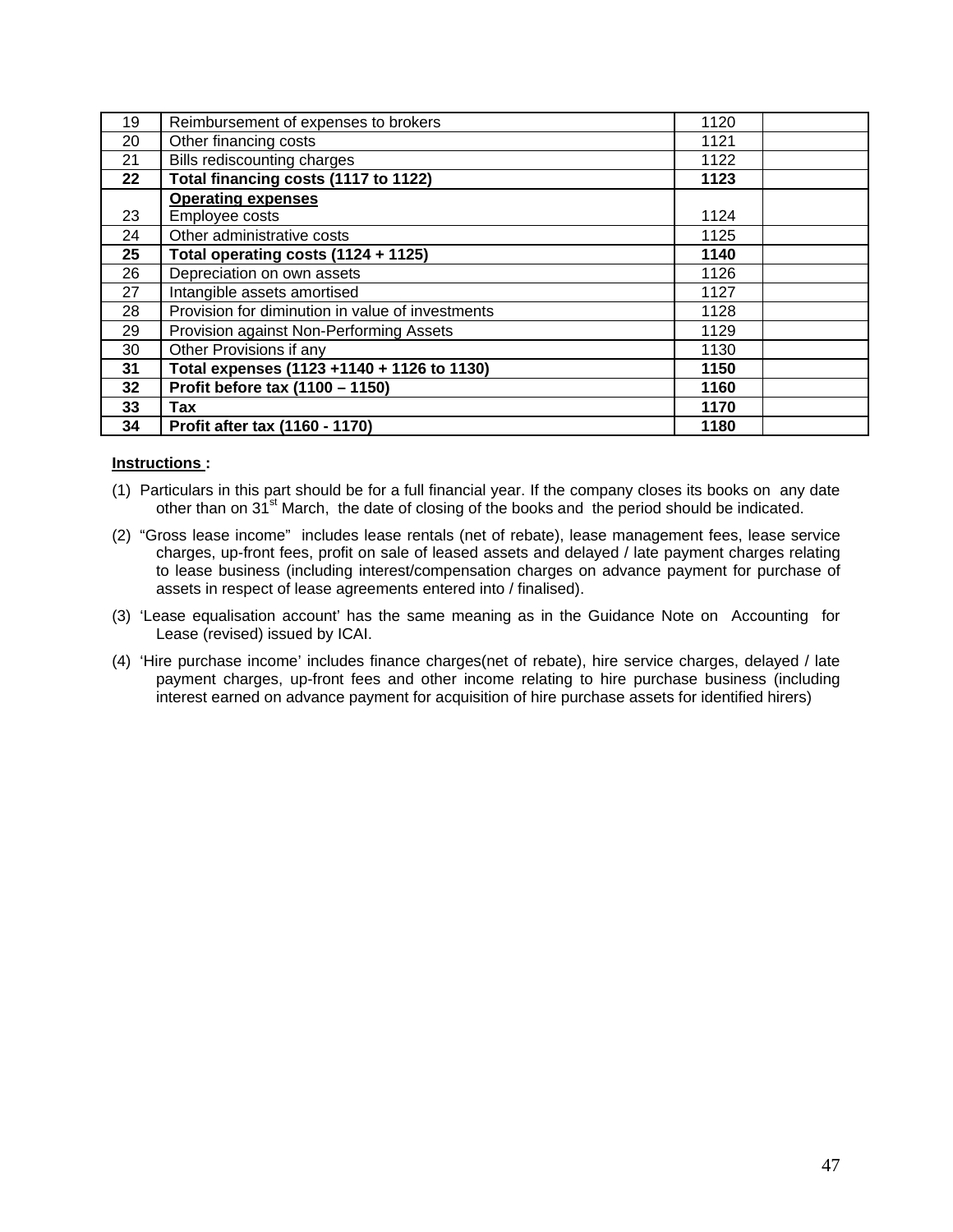| | | | |
|---|---|---|---|
| 19 | Reimbursement of expenses to brokers | 1120 | |
| 20 | Other financing costs | 1121 | |
| 21 | Bills rediscounting charges | 1122 | |
| **22** | **Total financing costs (1117 to 1122)** | **1123** | |
| 23 | **<u>Operating expenses</u>**<br>Employee costs | 1124 | |
| 24 | Other administrative costs | 1125 | |
| **25** | **Total operating costs (1124 + 1125)** | **1140** | |
| 26 | Depreciation on own assets | 1126 | |
| 27 | Intangible assets amortised | 1127 | |
| 28 | Provision for diminution in value of investments | 1128 | |
| 29 | Provision against Non-Performing Assets | 1129 | |
| 30 | Other Provisions if any | 1130 | |
| **31** | **Total expenses (1123 +1140 + 1126 to 1130)** | **1150** | |
| **32** | **Profit before tax (1100 – 1150)** | **1160** | |
| **33** | **Tax** | **1170** | |
| **34** | **Profit after tax (1160 - 1170)** | **1180** | |

**<u>Instructions</u> :**

(1) Particulars in this part should be for a full financial year. If the company closes its books on any date other than on 31st March, the date of closing of the books and the period should be indicated.

(2) "Gross lease income" includes lease rentals (net of rebate), lease management fees, lease service charges, up-front fees, profit on sale of leased assets and delayed / late payment charges relating to lease business (including interest/compensation charges on advance payment for purchase of assets in respect of lease agreements entered into / finalised).

(3) 'Lease equalisation account' has the same meaning as in the Guidance Note on Accounting for Lease (revised) issued by ICAI.

(4) 'Hire purchase income' includes finance charges(net of rebate), hire service charges, delayed / late payment charges, up-front fees and other income relating to hire purchase business (including interest earned on advance payment for acquisition of hire purchase assets for identified hirers)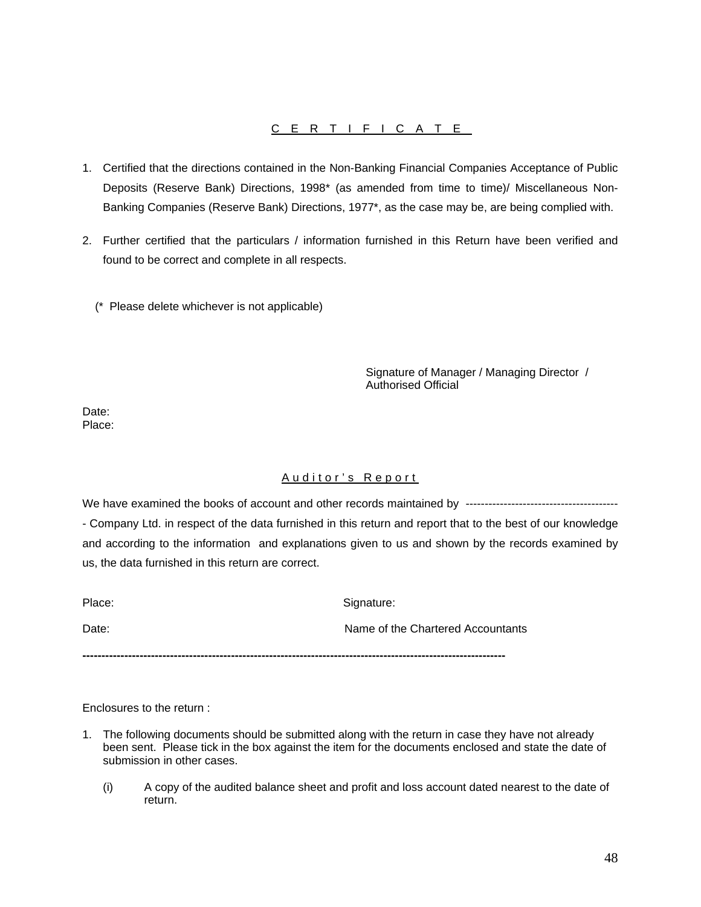## CERTIFICATE

1. Certified that the directions contained in the Non-Banking Financial Companies Acceptance of Public Deposits (Reserve Bank) Directions, 1998* (as amended from time to time)/ Miscellaneous Non-Banking Companies (Reserve Bank) Directions, 1977*, as the case may be, are being complied with.

2. Further certified that the particulars / information furnished in this Return have been verified and found to be correct and complete in all respects.

(* Please delete whichever is not applicable)

Signature of Manager / Managing Director / Authorised Official

Date:
Place:

## Auditor's Report

We have examined the books of account and other records maintained by ----------------------------------------- Company Ltd. in respect of the data furnished in this return and report that to the best of our knowledge and according to the information and explanations given to us and shown by the records examined by us, the data furnished in this return are correct.

Place: Signature:

Date: Name of the Chartered Accountants

---

Enclosures to the return :

1. The following documents should be submitted along with the return in case they have not already been sent. Please tick in the box against the item for the documents enclosed and state the date of submission in other cases.

   (i) A copy of the audited balance sheet and profit and loss account dated nearest to the date of return.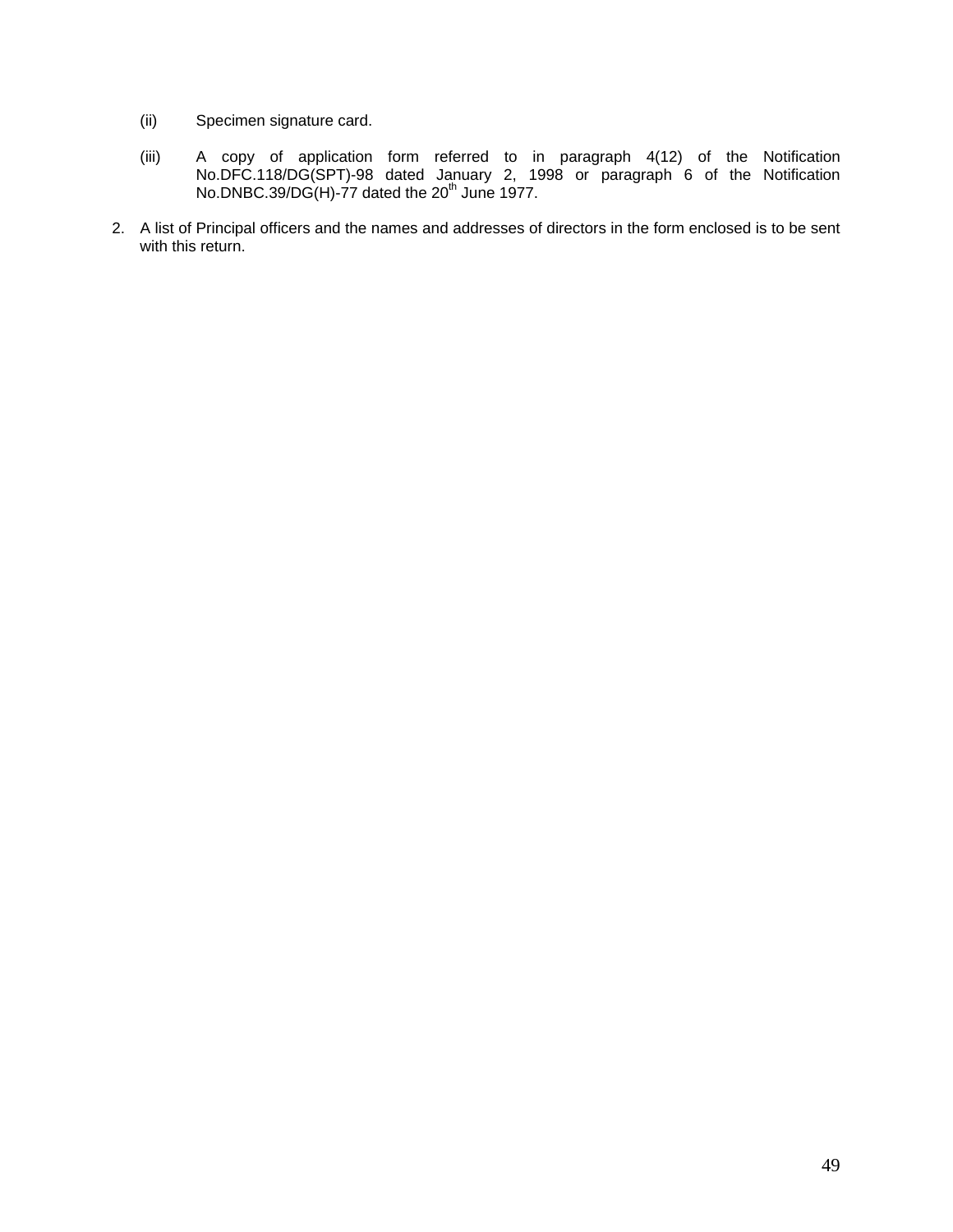(ii) Specimen signature card.

(iii) A copy of application form referred to in paragraph 4(12) of the Notification No.DFC.118/DG(SPT)-98 dated January 2, 1998 or paragraph 6 of the Notification No.DNBC.39/DG(H)-77 dated the 20th June 1977.

2. A list of Principal officers and the names and addresses of directors in the form enclosed is to be sent with this return.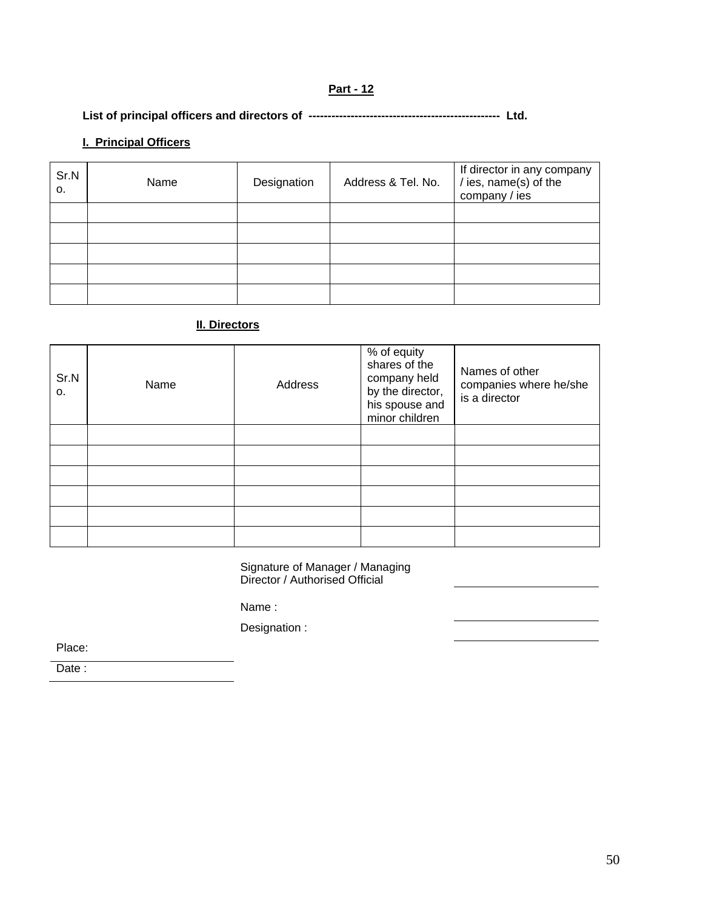**Part - 12**

**List of principal officers and directors of ------------------------------------------------- Ltd.**

**I. Principal Officers**

| Sr.No. | Name | Designation | Address & Tel. No. | If director in any company / ies, name(s) of the company / ies |
|---|---|---|---|---|
| | | | | |
| | | | | |
| | | | | |
| | | | | |
| | | | | |

**II. Directors**

| Sr.No. | Name | Address | % of equity shares of the company held by the director, his spouse and minor children | Names of other companies where he/she is a director |
|---|---|---|---|---|
| | | | | |
| | | | | |
| | | | | |
| | | | | |
| | | | | |
| | | | | |

Signature of Manager / Managing Director / Authorised Official ____________________

Name : ____________________

Designation : ____________________

Place: ____________________

Date : ____________________